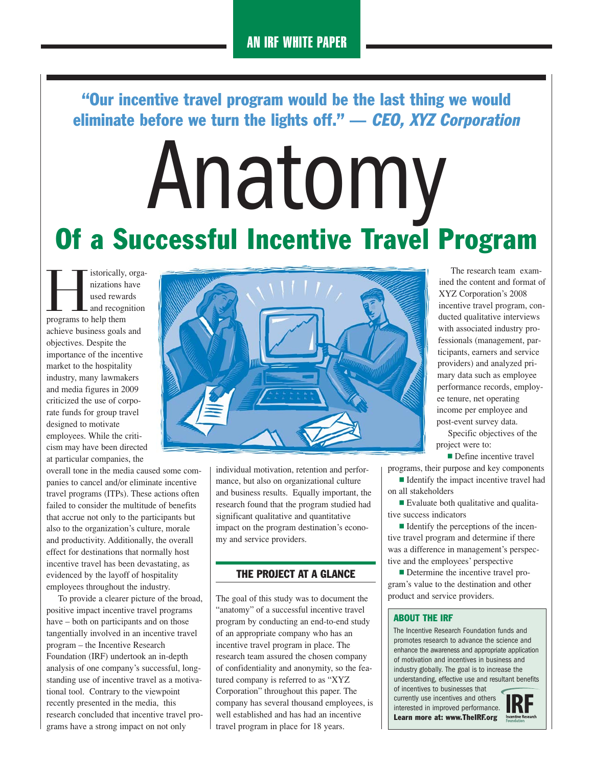AN IRF WHITE PAPER

**"Our incentive travel program would be the last thing we would eliminate before we turn the lights off." — *CEO, XYZ Corporation***

# Anatomy

## Of a Successful Incentive Travel Program

Historically, organizations have used rewards and recognition programs to help them achieve business goals and objectives. Despite the importance of the incentive market to the hospitality industry, many lawmakers and media figures in 2009 criticized the use of corporate funds for group travel designed to motivate employees. While the criticism may have been directed at particular companies, the overall tone in the media caused some companies to cancel and/or eliminate incentive travel programs (ITPs). These actions often failed to consider the multitude of benefits that accrue not only to the participants but also to the organization's culture, morale and productivity. Additionally, the overall effect for destinations that normally host incentive travel has been devastating, as evidenced by the layoff of hospitality employees throughout the industry.

To provide a clearer picture of the broad, positive impact incentive travel programs have – both on participants and on those tangentially involved in an incentive travel program – the Incentive Research Foundation (IRF) undertook an in-depth analysis of one company's successful, long-standing use of incentive travel as a motivational tool. Contrary to the viewpoint recently presented in the media, this research concluded that incentive travel programs have a strong impact on not only individual motivation, retention and performance, but also on organizational culture and business results. Equally important, the research found that the program studied had significant qualitative and quantitative impact on the program destination's economy and service providers.

### THE PROJECT AT A GLANCE

The goal of this study was to document the "anatomy" of a successful incentive travel program by conducting an end-to-end study of an appropriate company who has an incentive travel program in place. The research team assured the chosen company of confidentiality and anonymity, so the featured company is referred to as "XYZ Corporation" throughout this paper. The company has several thousand employees, is well established and has had an incentive travel program in place for 18 years.

The research team examined the content and format of XYZ Corporation's 2008 incentive travel program, conducted qualitative interviews with associated industry professionals (management, participants, earners and service providers) and analyzed primary data such as employee performance records, employee tenure, net operating income per employee and post-event survey data.

Specific objectives of the project were to:

- Define incentive travel programs, their purpose and key components
- Identify the impact incentive travel had on all stakeholders
- Evaluate both qualitative and qualitative success indicators
- Identify the perceptions of the incentive travel program and determine if there was a difference in management's perspective and the employees' perspective
- Determine the incentive travel program's value to the destination and other product and service providers.

### ABOUT THE IRF

The Incentive Research Foundation funds and promotes research to advance the science and enhance the awareness and appropriate application of motivation and incentives in business and industry globally. The goal is to increase the understanding, effective use and resultant benefits of incentives to businesses that currently use incentives and others interested in improved performance. **Learn more at: www.TheIRF.org**

IRF Incentive Research Foundation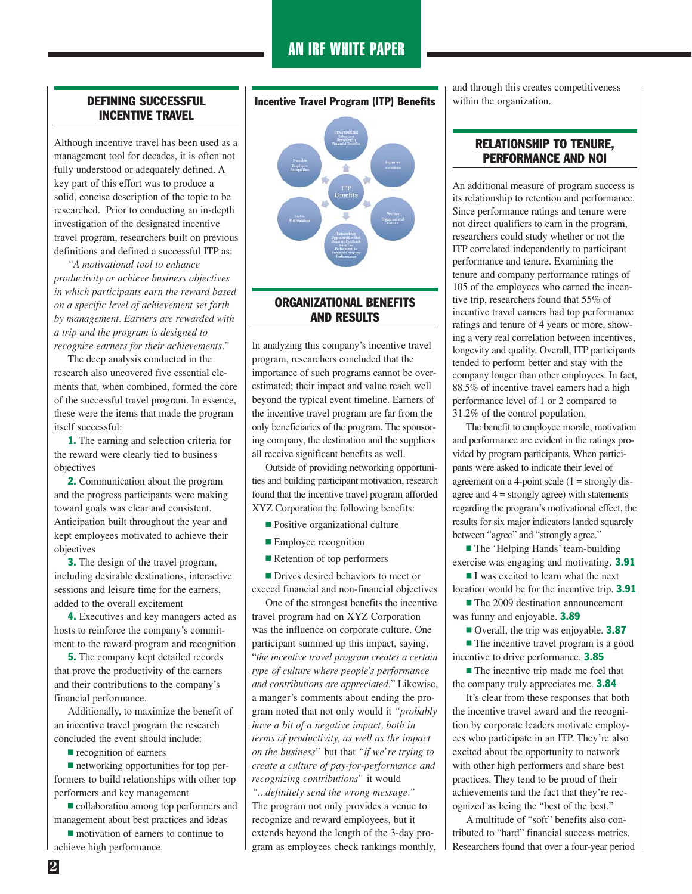## DEFINING SUCCESSFUL INCENTIVE TRAVEL

Although incentive travel has been used as a management tool for decades, it is often not fully understood or adequately defined. A key part of this effort was to produce a solid, concise description of the topic to be researched. Prior to conducting an in-depth investigation of the designated incentive travel program, researchers built on previous definitions and defined a successful ITP as:

*"A motivational tool to enhance productivity or achieve business objectives in which participants earn the reward based on a specific level of achievement set forth by management. Earners are rewarded with a trip and the program is designed to recognize earners for their achievements."*

The deep analysis conducted in the research also uncovered five essential elements that, when combined, formed the core of the successful travel program. In essence, these were the items that made the program itself successful:

**1.** The earning and selection criteria for the reward were clearly tied to business objectives

**2.** Communication about the program and the progress participants were making toward goals was clear and consistent. Anticipation built throughout the year and kept employees motivated to achieve their objectives

**3.** The design of the travel program, including desirable destinations, interactive sessions and leisure time for the earners, added to the overall excitement

**4.** Executives and key managers acted as hosts to reinforce the company's commitment to the reward program and recognition

**5.** The company kept detailed records that prove the productivity of the earners and their contributions to the company's financial performance.

Additionally, to maximize the benefit of an incentive travel program the research concluded the event should include:

- recognition of earners
- networking opportunities for top performers to build relationships with other top performers and key management
- collaboration among top performers and management about best practices and ideas
- motivation of earners to continue to achieve high performance.

**Incentive Travel Program (ITP) Benefits**

ITP Benefits: Drives Desired Behaviors Resulting in Financial Benefits; Improves Retention; Positive Organizational Culture; Networking Opportunities that Generate Feedback from Top Performers to Enhance Company Performance; Builds Motivation; Provides Employee Recognition

## ORGANIZATIONAL BENEFITS AND RESULTS

In analyzing this company's incentive travel program, researchers concluded that the importance of such programs cannot be overestimated; their impact and value reach well beyond the typical event timeline. Earners of the incentive travel program are far from the only beneficiaries of the program. The sponsoring company, the destination and the suppliers all receive significant benefits as well.

Outside of providing networking opportunities and building participant motivation, research found that the incentive travel program afforded XYZ Corporation the following benefits:

- Positive organizational culture
- Employee recognition
- Retention of top performers
- Drives desired behaviors to meet or exceed financial and non-financial objectives

One of the strongest benefits the incentive travel program had on XYZ Corporation was the influence on corporate culture. One participant summed up this impact, saying, "*the incentive travel program creates a certain type of culture where people's performance and contributions are appreciated.*" Likewise, a manger's comments about ending the program noted that not only would it *"probably have a bit of a negative impact, both in terms of productivity, as well as the impact on the business"* but that *"if we're trying to create a culture of pay-for-performance and recognizing contributions"* it would *"...definitely send the wrong message."* The program not only provides a venue to recognize and reward employees, but it extends beyond the length of the 3-day program as employees check rankings monthly, and through this creates competitiveness within the organization.

## RELATIONSHIP TO TENURE, PERFORMANCE AND NOI

An additional measure of program success is its relationship to retention and performance. Since performance ratings and tenure were not direct qualifiers to earn in the program, researchers could study whether or not the ITP correlated independently to participant performance and tenure. Examining the tenure and company performance ratings of 105 of the employees who earned the incentive trip, researchers found that 55% of incentive travel earners had top performance ratings and tenure of 4 years or more, showing a very real correlation between incentives, longevity and quality. Overall, ITP participants tended to perform better and stay with the company longer than other employees. In fact, 88.5% of incentive travel earners had a high performance level of 1 or 2 compared to 31.2% of the control population.

The benefit to employee morale, motivation and performance are evident in the ratings provided by program participants. When participants were asked to indicate their level of agreement on a 4-point scale (1 = strongly disagree and 4 = strongly agree) with statements regarding the program's motivational effect, the results for six major indicators landed squarely between "agree" and "strongly agree."

- The 'Helping Hands' team-building exercise was engaging and motivating. **3.91**
- I was excited to learn what the next location would be for the incentive trip. **3.91**
- The 2009 destination announcement was funny and enjoyable. **3.89**
- Overall, the trip was enjoyable. **3.87**
- The incentive travel program is a good incentive to drive performance. **3.85**
- The incentive trip made me feel that the company truly appreciates me. **3.84**

It's clear from these responses that both the incentive travel award and the recognition by corporate leaders motivate employees who participate in an ITP. They're also excited about the opportunity to network with other high performers and share best practices. They tend to be proud of their achievements and the fact that they're recognized as being the "best of the best."

A multitude of "soft" benefits also contributed to "hard" financial success metrics. Researchers found that over a four-year period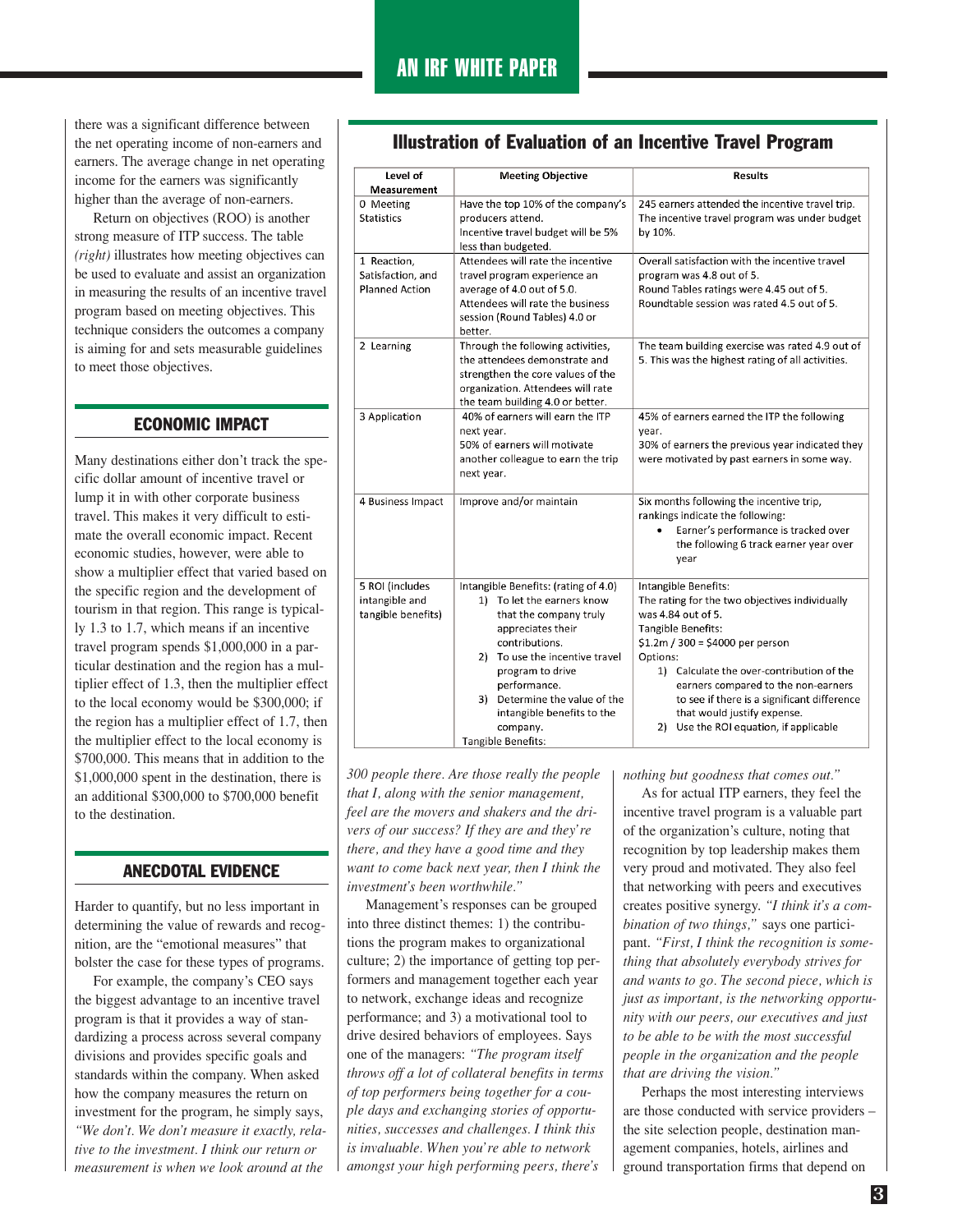there was a significant difference between the net operating income of non-earners and earners. The average change in net operating income for the earners was significantly higher than the average of non-earners.

Return on objectives (ROO) is another strong measure of ITP success. The table *(right)* illustrates how meeting objectives can be used to evaluate and assist an organization in measuring the results of an incentive travel program based on meeting objectives. This technique considers the outcomes a company is aiming for and sets measurable guidelines to meet those objectives.

## Illustration of Evaluation of an Incentive Travel Program

| Level of Measurement | Meeting Objective | Results |
|---|---|---|
| 0 Meeting Statistics | Have the top 10% of the company's producers attend.<br>Incentive travel budget will be 5% less than budgeted. | 245 earners attended the incentive travel trip.<br>The incentive travel program was under budget by 10%. |
| 1 Reaction, Satisfaction, and Planned Action | Attendees will rate the incentive travel program experience an average of 4.0 out of 5.0.<br>Attendees will rate the business session (Round Tables) 4.0 or better. | Overall satisfaction with the incentive travel program was 4.8 out of 5.<br>Round Tables ratings were 4.45 out of 5.<br>Roundtable session was rated 4.5 out of 5. |
| 2 Learning | Through the following activities, the attendees demonstrate and strengthen the core values of the organization. Attendees will rate the team building 4.0 or better. | The team building exercise was rated 4.9 out of 5. This was the highest rating of all activities. |
| 3 Application | 40% of earners will earn the ITP next year.<br>50% of earners will motivate another colleague to earn the trip next year. | 45% of earners earned the ITP the following year.<br>30% of earners the previous year indicated they were motivated by past earners in some way. |
| 4 Business Impact | Improve and/or maintain | Six months following the incentive trip, rankings indicate the following:<br>• Earner's performance is tracked over the following 6 track earner year over year |
| 5 ROI (includes intangible and tangible benefits) | Intangible Benefits: (rating of 4.0)<br>1) To let the earners know that the company truly appreciates their contributions.<br>2) To use the incentive travel program to drive performance.<br>3) Determine the value of the intangible benefits to the company.<br>Tangible Benefits: | Intangible Benefits:<br>The rating for the two objectives individually was 4.84 out of 5.<br>Tangible Benefits:<br>$1.2m / 300 = $4000 per person<br>Options:<br>1) Calculate the over-contribution of the earners compared to the non-earners to see if there is a significant difference that would justify expense.<br>2) Use the ROI equation, if applicable |

## ECONOMIC IMPACT

Many destinations either don't track the specific dollar amount of incentive travel or lump it in with other corporate business travel. This makes it very difficult to estimate the overall economic impact. Recent economic studies, however, were able to show a multiplier effect that varied based on the specific region and the development of tourism in that region. This range is typically 1.3 to 1.7, which means if an incentive travel program spends $1,000,000 in a particular destination and the region has a multiplier effect of 1.3, then the multiplier effect to the local economy would be $300,000; if the region has a multiplier effect of 1.7, then the multiplier effect to the local economy is $700,000. This means that in addition to the $1,000,000 spent in the destination, there is an additional $300,000 to $700,000 benefit to the destination.

## ANECDOTAL EVIDENCE

Harder to quantify, but no less important in determining the value of rewards and recognition, are the "emotional measures" that bolster the case for these types of programs.

For example, the company's CEO says the biggest advantage to an incentive travel program is that it provides a way of standardizing a process across several company divisions and provides specific goals and standards within the company. When asked how the company measures the return on investment for the program, he simply says, *"We don't. We don't measure it exactly, relative to the investment. I think our return or measurement is when we look around at the 300 people there. Are those really the people that I, along with the senior management, feel are the movers and shakers and the drivers of our success? If they are and they're there, and they have a good time and they want to come back next year, then I think the investment's been worthwhile."*

Management's responses can be grouped into three distinct themes: 1) the contributions the program makes to organizational culture; 2) the importance of getting top performers and management together each year to network, exchange ideas and recognize performance; and 3) a motivational tool to drive desired behaviors of employees. Says one of the managers: *"The program itself throws off a lot of collateral benefits in terms of top performers being together for a couple days and exchanging stories of opportunities, successes and challenges. I think this is invaluable. When you're able to network amongst your high performing peers, there's nothing but goodness that comes out."*

As for actual ITP earners, they feel the incentive travel program is a valuable part of the organization's culture, noting that recognition by top leadership makes them very proud and motivated. They also feel that networking with peers and executives creates positive synergy. *"I think it's a combination of two things,"* says one participant. *"First, I think the recognition is something that absolutely everybody strives for and wants to go. The second piece, which is just as important, is the networking opportunity with our peers, our executives and just to be able to be with the most successful people in the organization and the people that are driving the vision."*

Perhaps the most interesting interviews are those conducted with service providers – the site selection people, destination management companies, hotels, airlines and ground transportation firms that depend on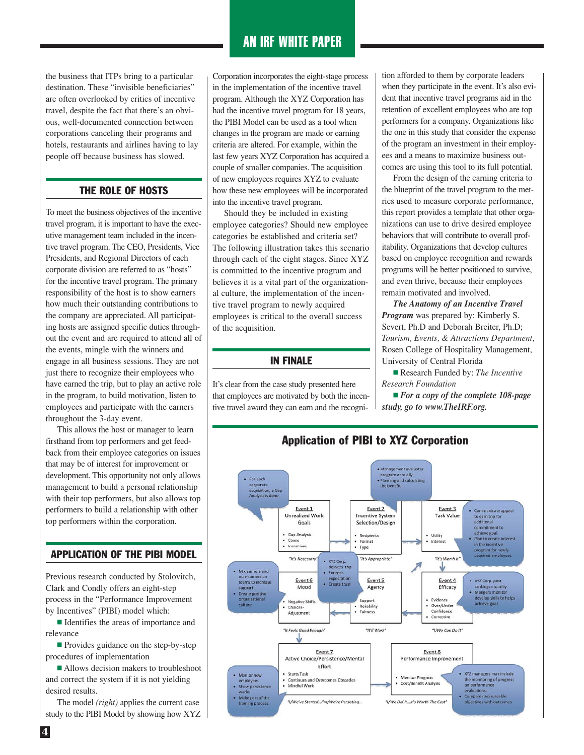the business that ITPs bring to a particular destination. These "invisible beneficiaries" are often overlooked by critics of incentive travel, despite the fact that there's an obvious, well-documented connection between corporations canceling their programs and hotels, restaurants and airlines having to lay people off because business has slowed.

## THE ROLE OF HOSTS

To meet the business objectives of the incentive travel program, it is important to have the executive management team included in the incentive travel program. The CEO, Presidents, Vice Presidents, and Regional Directors of each corporate division are referred to as "hosts" for the incentive travel program. The primary responsibility of the host is to show earners how much their outstanding contributions to the company are appreciated. All participating hosts are assigned specific duties throughout the event and are required to attend all of the events, mingle with the winners and engage in all business sessions. They are not just there to recognize their employees who have earned the trip, but to play an active role in the program, to build motivation, listen to employees and participate with the earners throughout the 3-day event.

This allows the host or manager to learn firsthand from top performers and get feedback from their employee categories on issues that may be of interest for improvement or development. This opportunity not only allows management to build a personal relationship with their top performers, but also allows top performers to build a relationship with other top performers within the corporation.

## APPLICATION OF THE PIBI MODEL

Previous research conducted by Stolovitch, Clark and Condly offers an eight-step process in the "Performance Improvement by Incentives" (PIBI) model which:

- Identifies the areas of importance and relevance
- Provides guidance on the step-by-step procedures of implementation
- Allows decision makers to troubleshoot and correct the system if it is not yielding desired results.

The model *(right)* applies the current case study to the PIBI Model by showing how XYZ Corporation incorporates the eight-stage process in the implementation of the incentive travel program. Although the XYZ Corporation has had the incentive travel program for 18 years, the PIBI Model can be used as a tool when changes in the program are made or earning criteria are altered. For example, within the last few years XYZ Corporation has acquired a couple of smaller companies. The acquisition of new employees requires XYZ to evaluate how these new employees will be incorporated into the incentive travel program.

Should they be included in existing employee categories? Should new employee categories be established and criteria set? The following illustration takes this scenario through each of the eight stages. Since XYZ is committed to the incentive program and believes it is a vital part of the organizational culture, the implementation of the incentive travel program to newly acquired employees is critical to the overall success of the acquisition.

## IN FINALE

It's clear from the case study presented here that employees are motivated by both the incentive travel award they can earn and the recognition afforded to them by corporate leaders when they participate in the event. It's also evident that incentive travel programs aid in the retention of excellent employees who are top performers for a company. Organizations like the one in this study that consider the expense of the program an investment in their employees and a means to maximize business outcomes are using this tool to its full potential.

From the design of the earning criteria to the blueprint of the travel program to the metrics used to measure corporate performance, this report provides a template that other organizations can use to drive desired employee behaviors that will contribute to overall profitability. Organizations that develop cultures based on employee recognition and rewards programs will be better positioned to survive, and even thrive, because their employees remain motivated and involved.

***The Anatomy of an Incentive Travel Program*** was prepared by: Kimberly S. Severt, Ph.D and Deborah Breiter, Ph.D; *Tourism, Events, & Attractions Department,* Rosen College of Hospitality Management, University of Central Florida

- Research Funded by: *The Incentive Research Foundation*
- ***For a copy of the complete 108-page study, go to www.TheIRF.org.***

## Application of PIBI to XYZ Corporation

- For each corporate acquisition, a Gap Analysis is done

Event 1
Unrealized Work Goals
- Gap Analysis
- Cause
- Incentives

"It's Necessary"

- Management evaluates program annually
- Planning and calculating the benefit

Event 2
Incentive System Selection/Design
- Recipients
- Format
- Type

"It's Appropriate"

Event 3
Task Value
- Utility
- Interest

"It's Worth It"

- Communicate appeal to earn trip for additional commitment to achieve goal.
- Plan to create interest in the incentive program for newly acquired employees

- Mix earners and non-earners on teams to increase support
- Create positive organizational culture

Event 6
Mood
- Negative Shifts
- Choices-Adjustment

"It Feels Good Enough"

- XYZ Corp. delivers trip
- Exceeds expectation
- Create trust

Event 5
Agency
- Support
- Reliability
- Fairness

"It'll Work"

Event 4
Efficacy
- Evidence
- Over/Under Confidence
- Corrective

"I/We Can Do It"

- XYZ Corp. post rankings monthly
- Mangers monitor develop skills to helps achieve goal.

- Mentor new employees
- Show persistence works
- Make part of the training process

Event 7
Active Choice/Persistence/Mental Effort
- Starts Task
- Continues and Overcomes Obstacles
- Mindful Work

"I/We've Started...I'm/We're Persisting...

Event 8
Performance Improvement
- Monitor Progress
- Cost/Benefit Analysis

"I/We Did It....It's Worth The Cost"

- XYZ managers may include the monitoring of progress on performance evaluations.
- Compare measureable objectives with outcomes